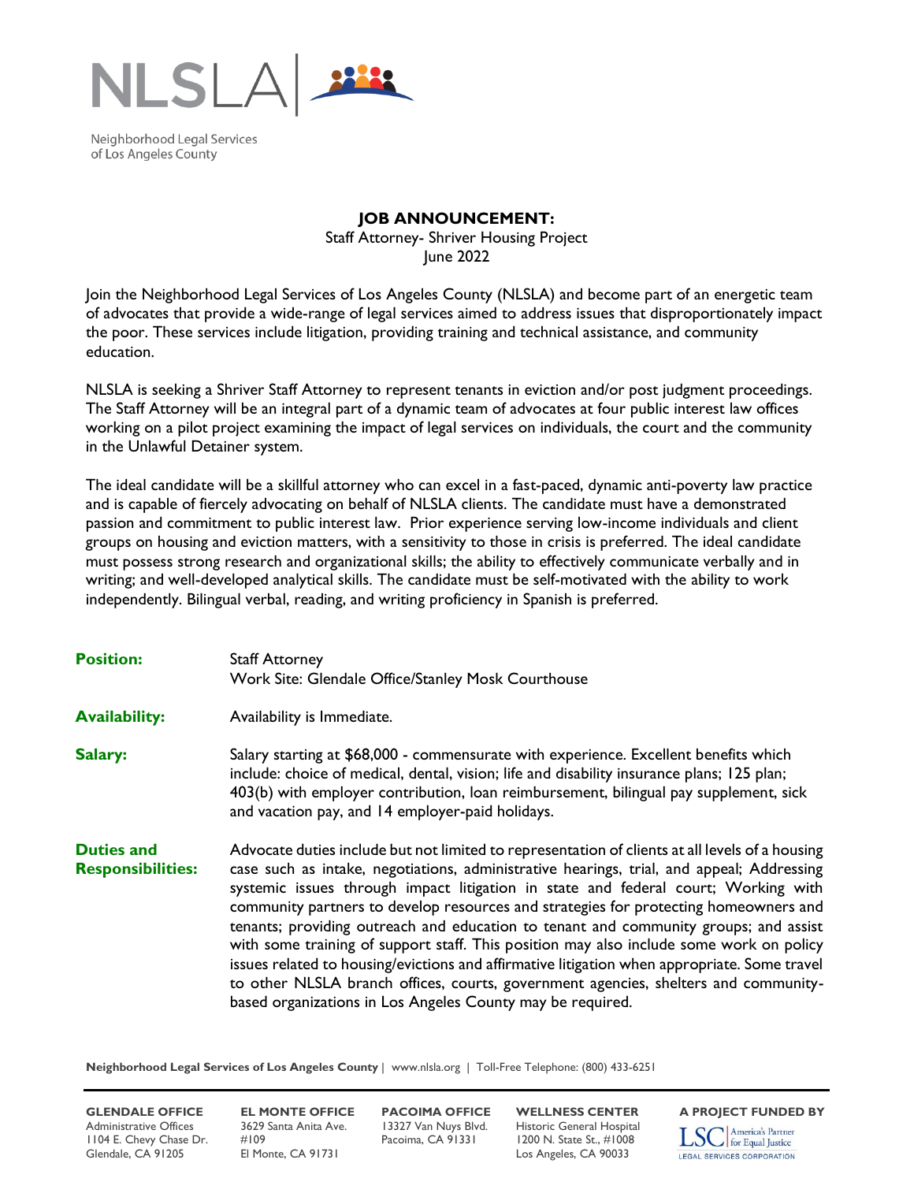NLSLA

Neighborhood Legal Services of Los Angeles County

## JOB ANNOUNCEMENT:

Staff Attorney- Shriver Housing Project
June 2022

Join the Neighborhood Legal Services of Los Angeles County (NLSLA) and become part of an energetic team of advocates that provide a wide-range of legal services aimed to address issues that disproportionately impact the poor. These services include litigation, providing training and technical assistance, and community education.

NLSLA is seeking a Shriver Staff Attorney to represent tenants in eviction and/or post judgment proceedings. The Staff Attorney will be an integral part of a dynamic team of advocates at four public interest law offices working on a pilot project examining the impact of legal services on individuals, the court and the community in the Unlawful Detainer system.

The ideal candidate will be a skillful attorney who can excel in a fast-paced, dynamic anti-poverty law practice and is capable of fiercely advocating on behalf of NLSLA clients. The candidate must have a demonstrated passion and commitment to public interest law. Prior experience serving low-income individuals and client groups on housing and eviction matters, with a sensitivity to those in crisis is preferred. The ideal candidate must possess strong research and organizational skills; the ability to effectively communicate verbally and in writing; and well-developed analytical skills. The candidate must be self-motivated with the ability to work independently. Bilingual verbal, reading, and writing proficiency in Spanish is preferred.

**Position:** Staff Attorney
Work Site: Glendale Office/Stanley Mosk Courthouse

**Availability:** Availability is Immediate.

**Salary:** Salary starting at $68,000 - commensurate with experience. Excellent benefits which include: choice of medical, dental, vision; life and disability insurance plans; 125 plan; 403(b) with employer contribution, loan reimbursement, bilingual pay supplement, sick and vacation pay, and 14 employer-paid holidays.

**Duties and Responsibilities:** Advocate duties include but not limited to representation of clients at all levels of a housing case such as intake, negotiations, administrative hearings, trial, and appeal; Addressing systemic issues through impact litigation in state and federal court; Working with community partners to develop resources and strategies for protecting homeowners and tenants; providing outreach and education to tenant and community groups; and assist with some training of support staff. This position may also include some work on policy issues related to housing/evictions and affirmative litigation when appropriate. Some travel to other NLSLA branch offices, courts, government agencies, shelters and community-based organizations in Los Angeles County may be required.

**Neighborhood Legal Services of Los Angeles County** | www.nlsla.org | Toll-Free Telephone: (800) 433-6251

**GLENDALE OFFICE**
Administrative Offices
1104 E. Chevy Chase Dr.
Glendale, CA 91205

**EL MONTE OFFICE**
3629 Santa Anita Ave.
#109
El Monte, CA 91731

**PACOIMA OFFICE**
13327 Van Nuys Blvd.
Pacoima, CA 91331

**WELLNESS CENTER**
Historic General Hospital
1200 N. State St., #1008
Los Angeles, CA 90033

**A PROJECT FUNDED BY**
LSC America's Partner for Equal Justice
LEGAL SERVICES CORPORATION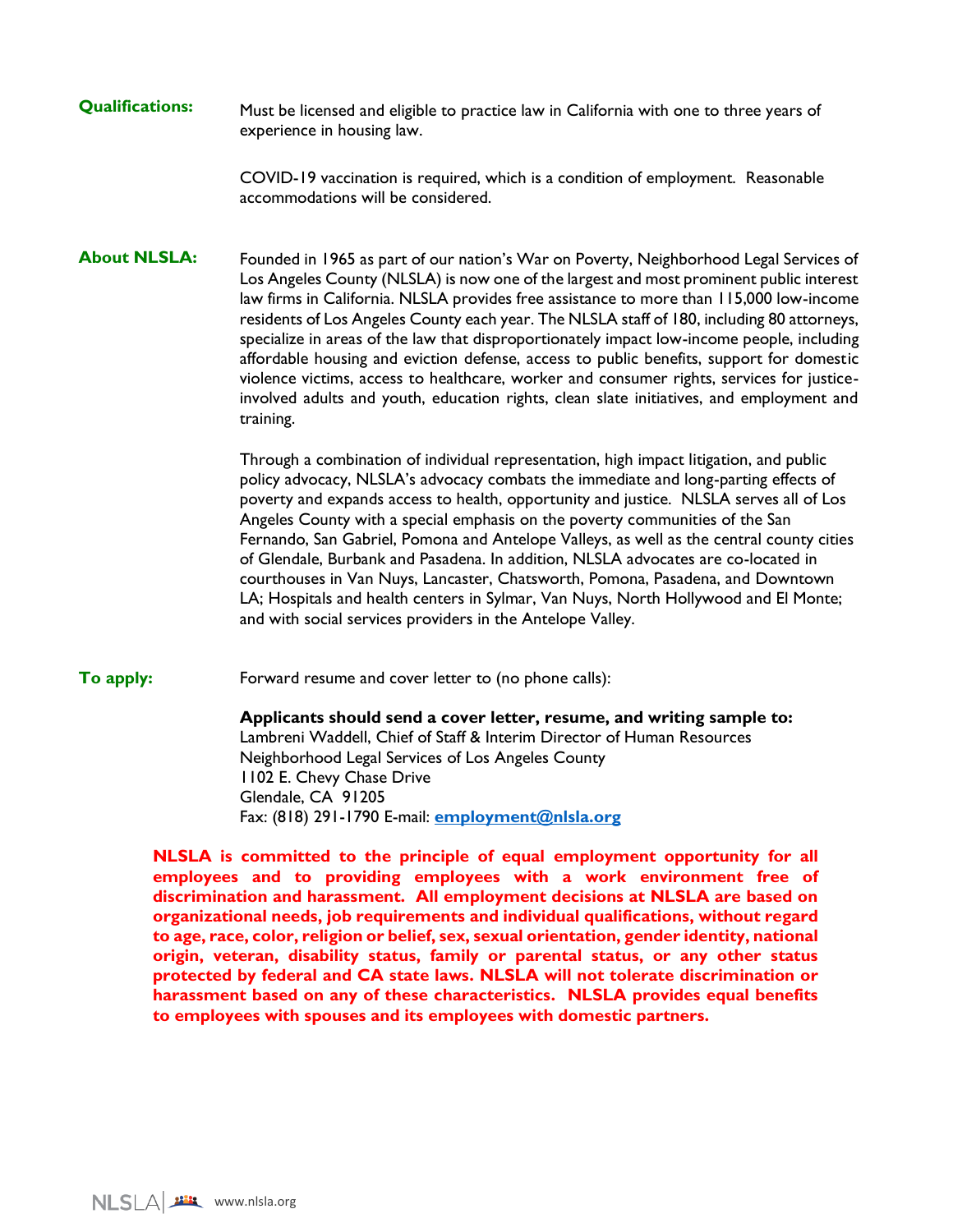**Qualifications:**

Must be licensed and eligible to practice law in California with one to three years of experience in housing law.

COVID-19 vaccination is required, which is a condition of employment. Reasonable accommodations will be considered.

**About NLSLA:**

Founded in 1965 as part of our nation's War on Poverty, Neighborhood Legal Services of Los Angeles County (NLSLA) is now one of the largest and most prominent public interest law firms in California. NLSLA provides free assistance to more than 115,000 low-income residents of Los Angeles County each year. The NLSLA staff of 180, including 80 attorneys, specialize in areas of the law that disproportionately impact low-income people, including affordable housing and eviction defense, access to public benefits, support for domestic violence victims, access to healthcare, worker and consumer rights, services for justice-involved adults and youth, education rights, clean slate initiatives, and employment and training.

Through a combination of individual representation, high impact litigation, and public policy advocacy, NLSLA's advocacy combats the immediate and long-parting effects of poverty and expands access to health, opportunity and justice. NLSLA serves all of Los Angeles County with a special emphasis on the poverty communities of the San Fernando, San Gabriel, Pomona and Antelope Valleys, as well as the central county cities of Glendale, Burbank and Pasadena. In addition, NLSLA advocates are co-located in courthouses in Van Nuys, Lancaster, Chatsworth, Pomona, Pasadena, and Downtown LA; Hospitals and health centers in Sylmar, Van Nuys, North Hollywood and El Monte; and with social services providers in the Antelope Valley.

**To apply:**

Forward resume and cover letter to (no phone calls):

**Applicants should send a cover letter, resume, and writing sample to:**
Lambreni Waddell, Chief of Staff & Interim Director of Human Resources
Neighborhood Legal Services of Los Angeles County
1102 E. Chevy Chase Drive
Glendale, CA 91205
Fax: (818) 291-1790 E-mail: **employment@nlsla.org**

**NLSLA is committed to the principle of equal employment opportunity for all employees and to providing employees with a work environment free of discrimination and harassment. All employment decisions at NLSLA are based on organizational needs, job requirements and individual qualifications, without regard to age, race, color, religion or belief, sex, sexual orientation, gender identity, national origin, veteran, disability status, family or parental status, or any other status protected by federal and CA state laws. NLSLA will not tolerate discrimination or harassment based on any of these characteristics. NLSLA provides equal benefits to employees with spouses and its employees with domestic partners.**